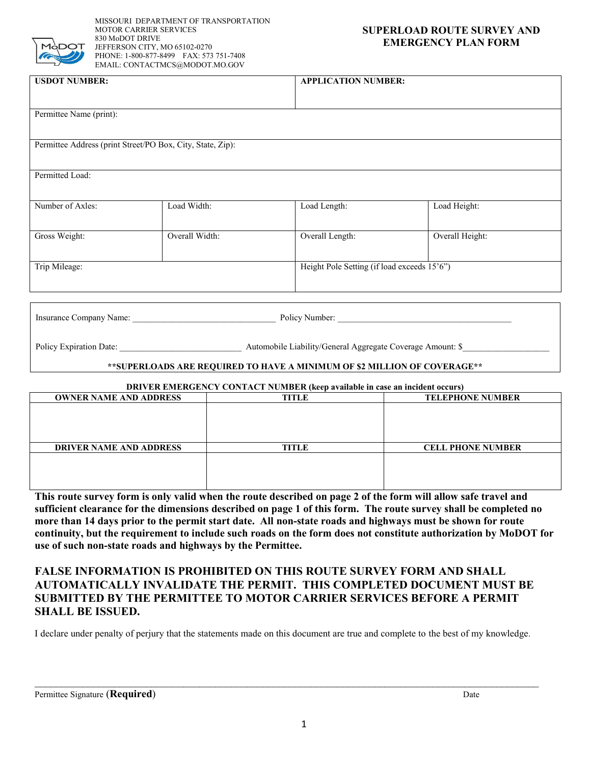MISSOURI DEPARTMENT OF TRANSPORTATION
MOTOR CARRIER SERVICES
830 MoDOT DRIVE
JEFFERSON CITY, MO 65102-0270
PHONE: 1-800-877-8499 FAX: 573 751-7408
EMAIL: CONTACTMCS@MODOT.MO.GOV

# SUPERLOAD ROUTE SURVEY AND EMERGENCY PLAN FORM

| **USDOT NUMBER:** | | **APPLICATION NUMBER:** | |
|---|---|---|---|
| Permittee Name (print): | | | |
| Permittee Address (print Street/PO Box, City, State, Zip): | | | |
| Permitted Load: | | | |
| Number of Axles: | Load Width: | Load Length: | Load Height: |
| Gross Weight: | Overall Width: | Overall Length: | Overall Height: |
| Trip Mileage: | | Height Pole Setting (if load exceeds 15'6") | |

Insurance Company Name: ________________________________ Policy Number: ________________________________________

Policy Expiration Date: ___________________________ Automobile Liability/General Aggregate Coverage Amount: $___________________

**\*\*SUPERLOADS ARE REQUIRED TO HAVE A MINIMUM OF $2 MILLION OF COVERAGE\*\***

**DRIVER EMERGENCY CONTACT NUMBER (keep available in case an incident occurs)**

| **OWNER NAME AND ADDRESS** | **TITLE** | **TELEPHONE NUMBER** |
|---|---|---|
| | | |
| **DRIVER NAME AND ADDRESS** | **TITLE** | **CELL PHONE NUMBER** |
| | | |

**This route survey form is only valid when the route described on page 2 of the form will allow safe travel and sufficient clearance for the dimensions described on page 1 of this form. The route survey shall be completed no more than 14 days prior to the permit start date. All non-state roads and highways must be shown for route continuity, but the requirement to include such roads on the form does not constitute authorization by MoDOT for use of such non-state roads and highways by the Permittee.**

**FALSE INFORMATION IS PROHIBITED ON THIS ROUTE SURVEY FORM AND SHALL AUTOMATICALLY INVALIDATE THE PERMIT. THIS COMPLETED DOCUMENT MUST BE SUBMITTED BY THE PERMITTEE TO MOTOR CARRIER SERVICES BEFORE A PERMIT SHALL BE ISSUED.**

I declare under penalty of perjury that the statements made on this document are true and complete to the best of my knowledge.

_____________________________________________________________________________________________

Permittee Signature (**Required**) Date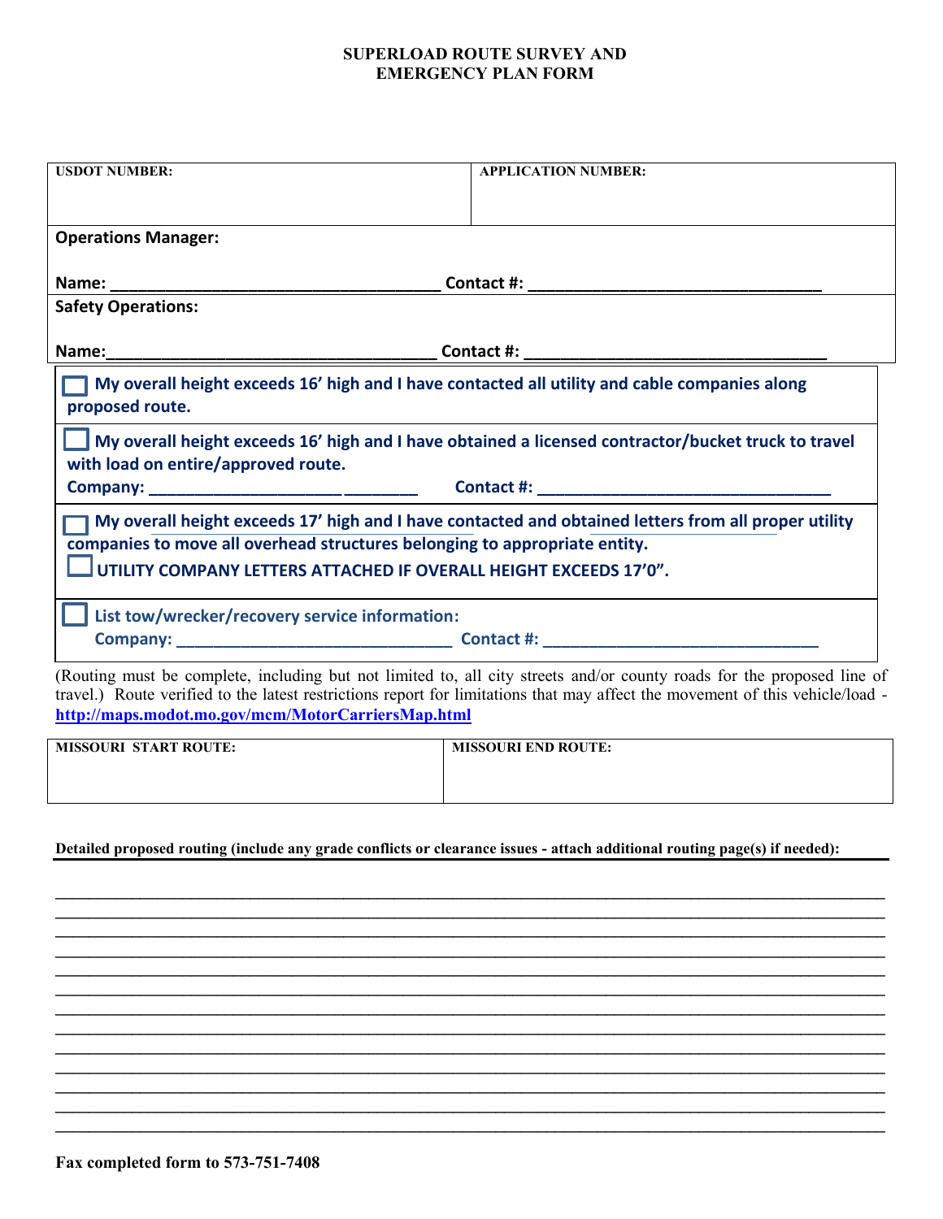# SUPERLOAD ROUTE SURVEY AND EMERGENCY PLAN FORM

| USDOT NUMBER: | APPLICATION NUMBER: |
|---|---|
| | |

**Operations Manager:**

**Name:** ____________________________________ **Contact #:** ________________________________

**Safety Operations:**

**Name:** ____________________________________ **Contact #:** ________________________________

☐ **My overall height exceeds 16' high and I have contacted all utility and cable companies along proposed route.**

☐ **My overall height exceeds 16' high and I have obtained a licensed contractor/bucket truck to travel with load on entire/approved route.**
**Company:** ____________________________ **Contact #:** ________________________________

☐ **My overall height exceeds 17' high and I have contacted and obtained letters from all proper utility companies to move all overhead structures belonging to appropriate entity.**
☐ **UTILITY COMPANY LETTERS ATTACHED IF OVERALL HEIGHT EXCEEDS 17'0".**

☐ **List tow/wrecker/recovery service information:**
**Company:** ______________________________ **Contact #:** ______________________________

(Routing must be complete, including but not limited to, all city streets and/or county roads for the proposed line of travel.) Route verified to the latest restrictions report for limitations that may affect the movement of this vehicle/load - http://maps.modot.mo.gov/mcm/MotorCarriersMap.html

| MISSOURI START ROUTE: | MISSOURI END ROUTE: |
|---|---|
| | |

**Detailed proposed routing (include any grade conflicts or clearance issues - attach additional routing page(s) if needed):**

_______________________________________________________________________________
_______________________________________________________________________________
_______________________________________________________________________________
_______________________________________________________________________________
_______________________________________________________________________________
_______________________________________________________________________________
_______________________________________________________________________________
_______________________________________________________________________________
_______________________________________________________________________________
_______________________________________________________________________________
_______________________________________________________________________________
_______________________________________________________________________________
_______________________________________________________________________________

**Fax completed form to 573-751-7408**